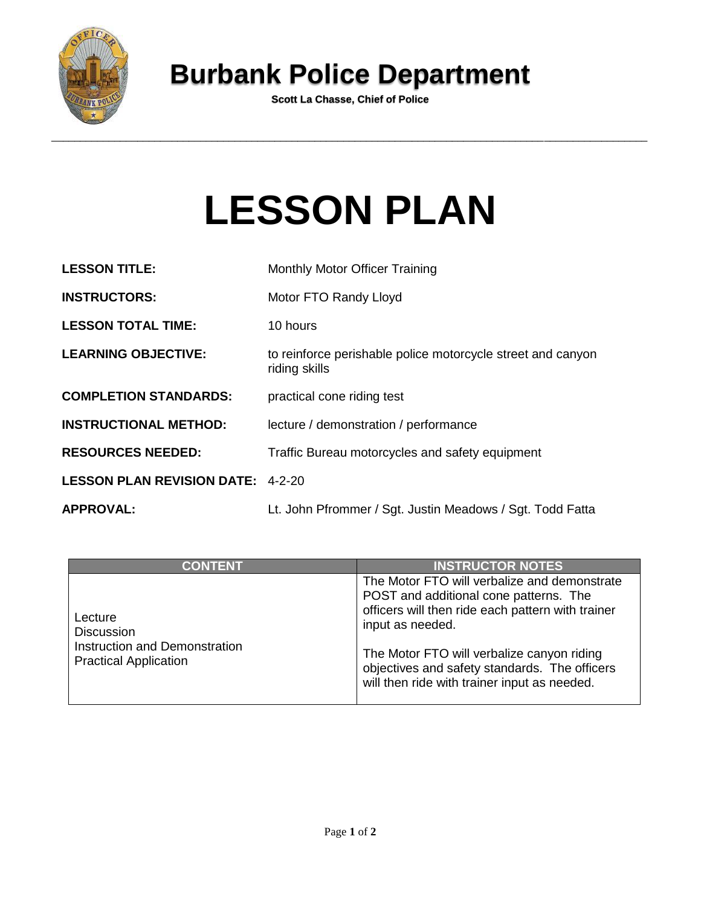# Burbank Police Department

**Scott La Chasse, Chief of Police**

# LESSON PLAN

**LESSON TITLE:** Monthly Motor Officer Training

**INSTRUCTORS:** Motor FTO Randy Lloyd

**LESSON TOTAL TIME:** 10 hours

**LEARNING OBJECTIVE:** to reinforce perishable police motorcycle street and canyon riding skills

**COMPLETION STANDARDS:** practical cone riding test

**INSTRUCTIONAL METHOD:** lecture / demonstration / performance

**RESOURCES NEEDED:** Traffic Bureau motorcycles and safety equipment

**LESSON PLAN REVISION DATE:** 4-2-20

**APPROVAL:** Lt. John Pfrommer / Sgt. Justin Meadows / Sgt. Todd Fatta

| CONTENT | INSTRUCTOR NOTES |
|---|---|
| Lecture<br>Discussion<br>Instruction and Demonstration<br>Practical Application | The Motor FTO will verbalize and demonstrate POST and additional cone patterns. The officers will then ride each pattern with trainer input as needed.<br><br>The Motor FTO will verbalize canyon riding objectives and safety standards. The officers will then ride with trainer input as needed. |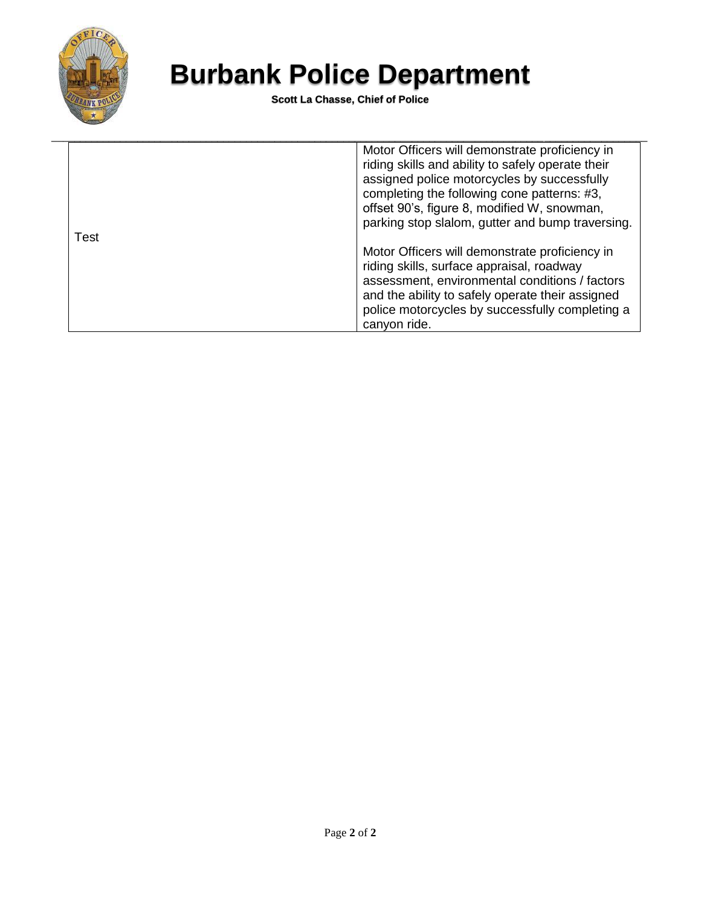| | |
|---|---|
| Test | Motor Officers will demonstrate proficiency in riding skills and ability to safely operate their assigned police motorcycles by successfully completing the following cone patterns: #3, offset 90's, figure 8, modified W, snowman, parking stop slalom, gutter and bump traversing.<br><br>Motor Officers will demonstrate proficiency in riding skills, surface appraisal, roadway assessment, environmental conditions / factors and the ability to safely operate their assigned police motorcycles by successfully completing a canyon ride. |